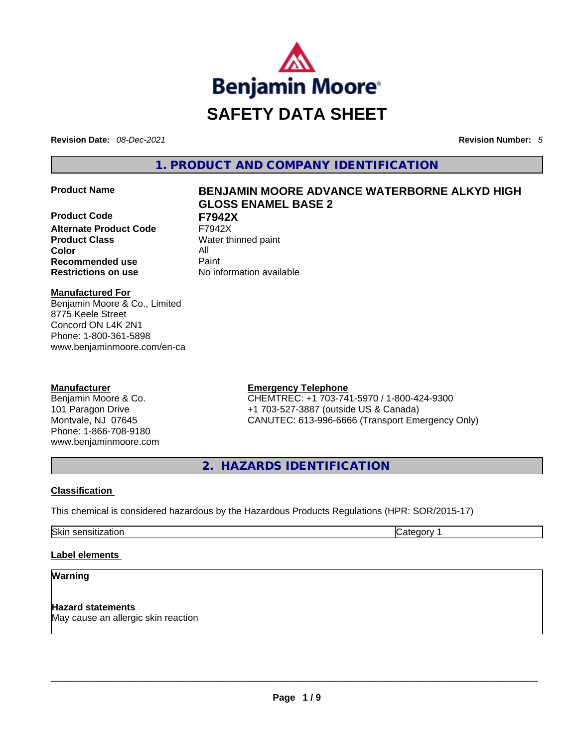Benjamin Moore

# SAFETY DATA SHEET

**Revision Date:** *08-Dec-2021* **Revision Number:** *5*

## 1. PRODUCT AND COMPANY IDENTIFICATION

| | |
|---|---|
| **Product Name** | **BENJAMIN MOORE ADVANCE WATERBORNE ALKYD HIGH GLOSS ENAMEL BASE 2** |
| **Product Code** | **F7942X** |
| **Alternate Product Code** | F7942X |
| **Product Class** | Water thinned paint |
| **Color** | All |
| **Recommended use** | Paint |
| **Restrictions on use** | No information available |

**Manufactured For**
Benjamin Moore & Co., Limited
8775 Keele Street
Concord ON L4K 2N1
Phone: 1-800-361-5898
www.benjaminmoore.com/en-ca

**Manufacturer**
Benjamin Moore & Co.
101 Paragon Drive
Montvale, NJ 07645
Phone: 1-866-708-9180
www.benjaminmoore.com

**Emergency Telephone**
CHEMTREC: +1 703-741-5970 / 1-800-424-9300
+1 703-527-3887 (outside US & Canada)
CANUTEC: 613-996-6666 (Transport Emergency Only)

## 2. HAZARDS IDENTIFICATION

**Classification**

This chemical is considered hazardous by the Hazardous Products Regulations (HPR: SOR/2015-17)

| | |
|---|---|
| Skin sensitization | Category 1 |

**Label elements**

**Warning**

**Hazard statements**
May cause an allergic skin reaction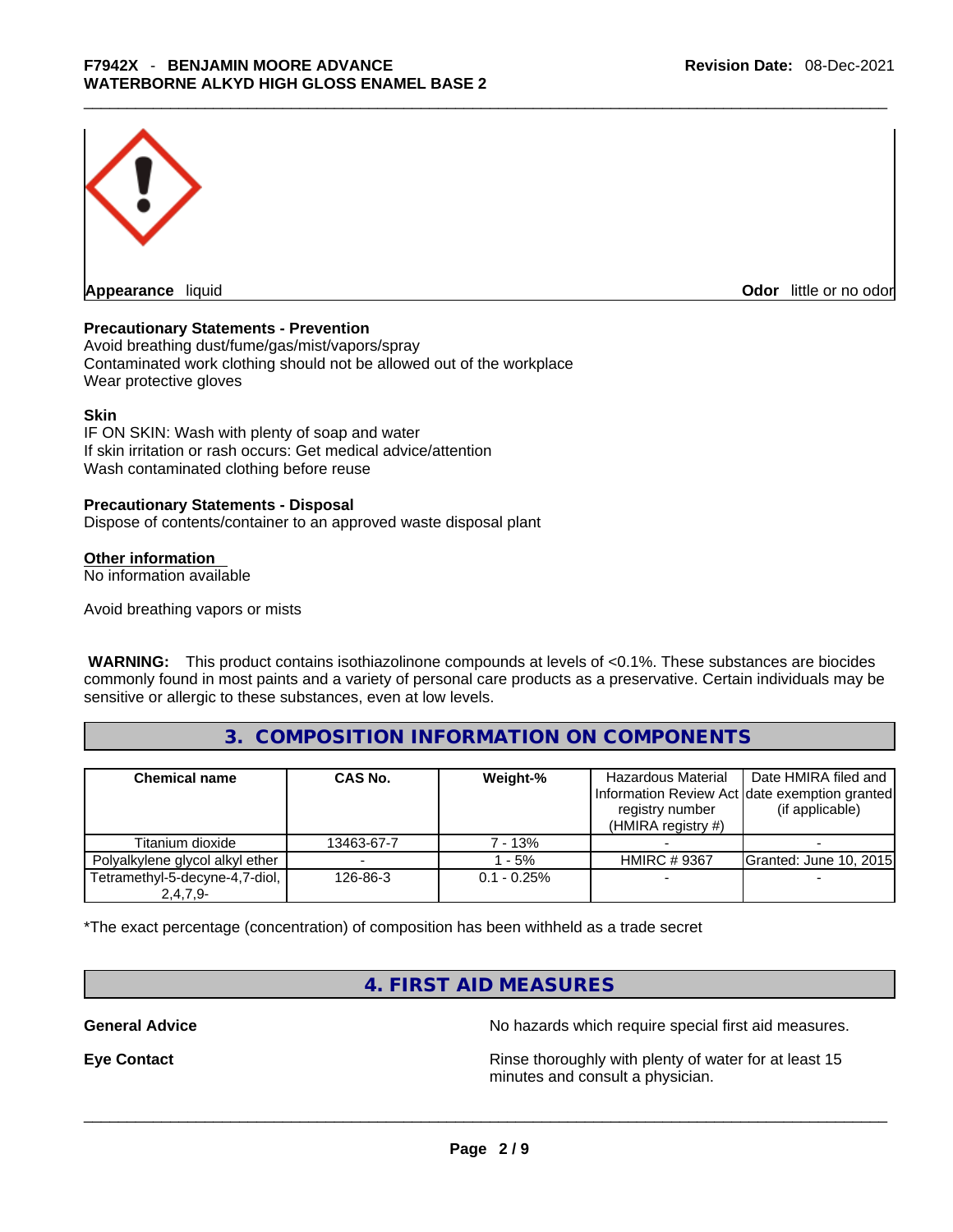**Appearance** liquid

**Odor** little or no odor

**Precautionary Statements - Prevention**

Avoid breathing dust/fume/gas/mist/vapors/spray
Contaminated work clothing should not be allowed out of the workplace
Wear protective gloves

**Skin**

IF ON SKIN: Wash with plenty of soap and water
If skin irritation or rash occurs: Get medical advice/attention
Wash contaminated clothing before reuse

**Precautionary Statements - Disposal**

Dispose of contents/container to an approved waste disposal plant

**Other information**

No information available

Avoid breathing vapors or mists

**WARNING:** This product contains isothiazolinone compounds at levels of <0.1%. These substances are biocides commonly found in most paints and a variety of personal care products as a preservative. Certain individuals may be sensitive or allergic to these substances, even at low levels.

## 3. COMPOSITION INFORMATION ON COMPONENTS

| Chemical name | CAS No. | Weight-% | Hazardous Material Information Review Act registry number (HMIRA registry #) | Date HMIRA filed and date exemption granted (if applicable) |
|---|---|---|---|---|
| Titanium dioxide | 13463-67-7 | 7 - 13% | - | - |
| Polyalkylene glycol alkyl ether | - | 1 - 5% | HMIRC # 9367 | Granted: June 10, 2015 |
| Tetramethyl-5-decyne-4,7-diol, 2,4,7,9- | 126-86-3 | 0.1 - 0.25% | - | - |

*The exact percentage (concentration) of composition has been withheld as a trade secret

## 4. FIRST AID MEASURES

**General Advice** No hazards which require special first aid measures.

**Eye Contact** Rinse thoroughly with plenty of water for at least 15 minutes and consult a physician.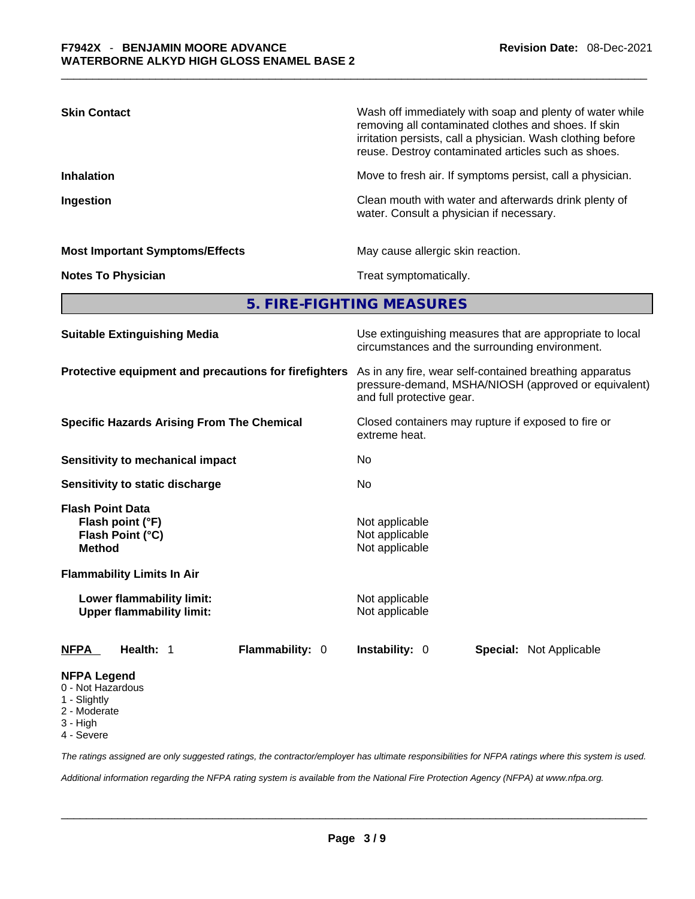| | |
|---|---|
| **Skin Contact** | Wash off immediately with soap and plenty of water while removing all contaminated clothes and shoes. If skin irritation persists, call a physician. Wash clothing before reuse. Destroy contaminated articles such as shoes. |
| **Inhalation** | Move to fresh air. If symptoms persist, call a physician. |
| **Ingestion** | Clean mouth with water and afterwards drink plenty of water. Consult a physician if necessary. |
| **Most Important Symptoms/Effects** | May cause allergic skin reaction. |
| **Notes To Physician** | Treat symptomatically. |

## 5. FIRE-FIGHTING MEASURES

| | |
|---|---|
| **Suitable Extinguishing Media** | Use extinguishing measures that are appropriate to local circumstances and the surrounding environment. |
| **Protective equipment and precautions for firefighters** | As in any fire, wear self-contained breathing apparatus pressure-demand, MSHA/NIOSH (approved or equivalent) and full protective gear. |
| **Specific Hazards Arising From The Chemical** | Closed containers may rupture if exposed to fire or extreme heat. |
| **Sensitivity to mechanical impact** | No |
| **Sensitivity to static discharge** | No |

**Flash Point Data**

| | |
|---|---|
| **Flash point (°F)** | Not applicable |
| **Flash Point (°C)** | Not applicable |
| **Method** | Not applicable |

**Flammability Limits In Air**

| | |
|---|---|
| **Lower flammability limit:** | Not applicable |
| **Upper flammability limit:** | Not applicable |

| **NFPA** | **Health:** 1 | **Flammability:** 0 | **Instability:** 0 | **Special:** Not Applicable |
|---|---|---|---|---|

**NFPA Legend**
- 0 - Not Hazardous
- 1 - Slightly
- 2 - Moderate
- 3 - High
- 4 - Severe

*The ratings assigned are only suggested ratings, the contractor/employer has ultimate responsibilities for NFPA ratings where this system is used.*

*Additional information regarding the NFPA rating system is available from the National Fire Protection Agency (NFPA) at www.nfpa.org.*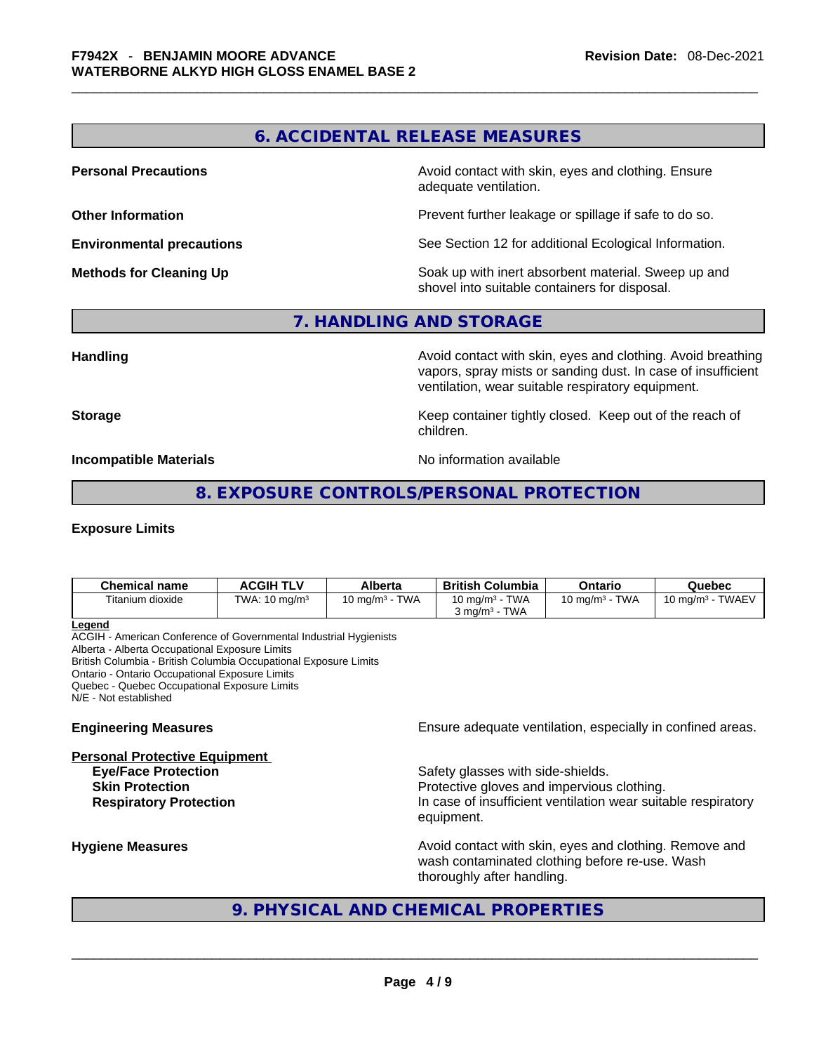## 6. ACCIDENTAL RELEASE MEASURES

**Personal Precautions** Avoid contact with skin, eyes and clothing. Ensure adequate ventilation.

**Other Information** Prevent further leakage or spillage if safe to do so.

**Environmental precautions** See Section 12 for additional Ecological Information.

**Methods for Cleaning Up** Soak up with inert absorbent material. Sweep up and shovel into suitable containers for disposal.

## 7. HANDLING AND STORAGE

**Handling** Avoid contact with skin, eyes and clothing. Avoid breathing vapors, spray mists or sanding dust. In case of insufficient ventilation, wear suitable respiratory equipment.

**Storage** Keep container tightly closed. Keep out of the reach of children.

**Incompatible Materials** No information available

## 8. EXPOSURE CONTROLS/PERSONAL PROTECTION

**Exposure Limits**

| Chemical name | ACGIH TLV | Alberta | British Columbia | Ontario | Quebec |
|---|---|---|---|---|---|
| Titanium dioxide | TWA: 10 mg/m³ | 10 mg/m³ - TWA | 10 mg/m³ - TWA<br>3 mg/m³ - TWA | 10 mg/m³ - TWA | 10 mg/m³ - TWAEV |

**Legend**
ACGIH - American Conference of Governmental Industrial Hygienists
Alberta - Alberta Occupational Exposure Limits
British Columbia - British Columbia Occupational Exposure Limits
Ontario - Ontario Occupational Exposure Limits
Quebec - Quebec Occupational Exposure Limits
N/E - Not established

**Engineering Measures** Ensure adequate ventilation, especially in confined areas.

**Personal Protective Equipment**

- **Eye/Face Protection** Safety glasses with side-shields.
- **Skin Protection** Protective gloves and impervious clothing.
- **Respiratory Protection** In case of insufficient ventilation wear suitable respiratory equipment.

**Hygiene Measures** Avoid contact with skin, eyes and clothing. Remove and wash contaminated clothing before re-use. Wash thoroughly after handling.

## 9. PHYSICAL AND CHEMICAL PROPERTIES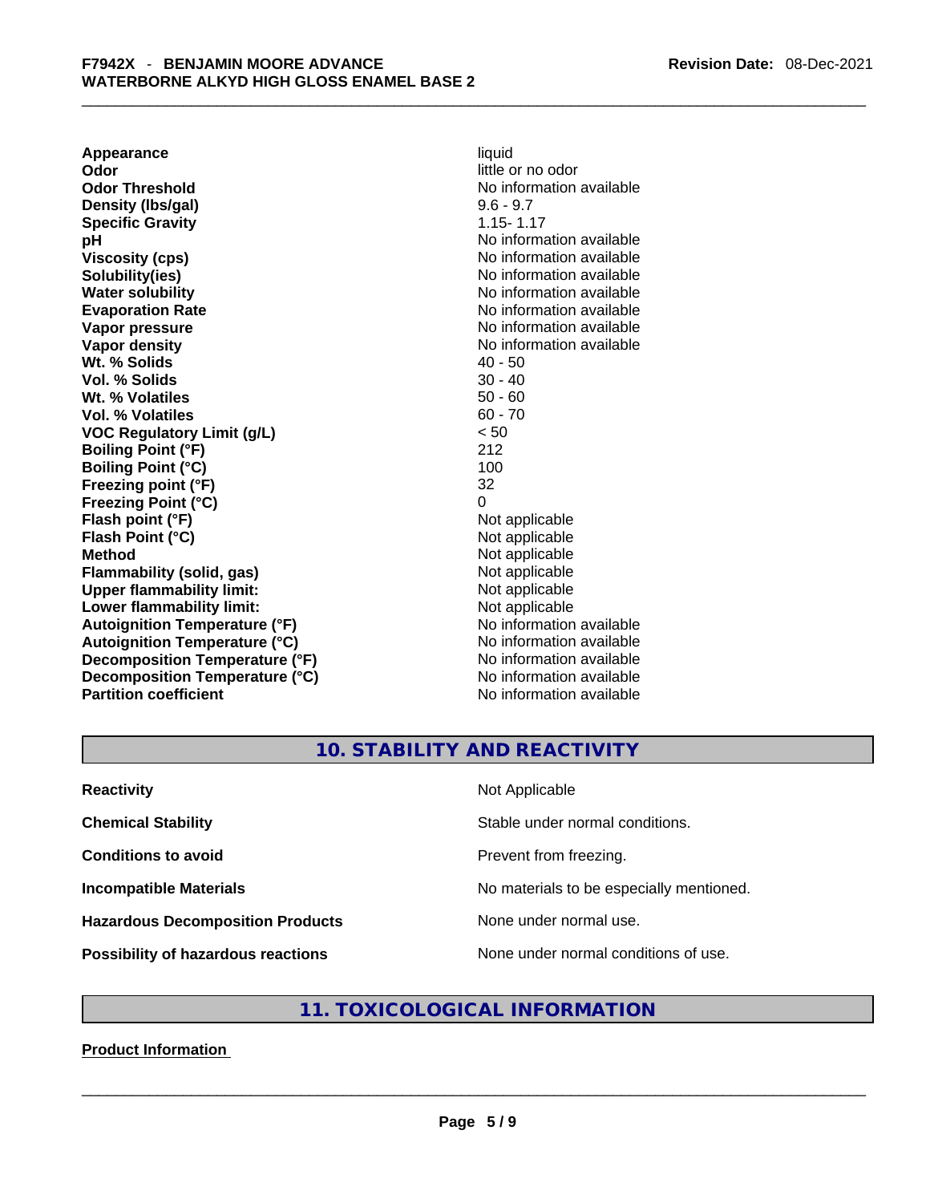| | |
|---|---|
| **Appearance** | liquid |
| **Odor** | little or no odor |
| **Odor Threshold** | No information available |
| **Density (lbs/gal)** | 9.6 - 9.7 |
| **Specific Gravity** | 1.15- 1.17 |
| **pH** | No information available |
| **Viscosity (cps)** | No information available |
| **Solubility(ies)** | No information available |
| **Water solubility** | No information available |
| **Evaporation Rate** | No information available |
| **Vapor pressure** | No information available |
| **Vapor density** | No information available |
| **Wt. % Solids** | 40 - 50 |
| **Vol. % Solids** | 30 - 40 |
| **Wt. % Volatiles** | 50 - 60 |
| **Vol. % Volatiles** | 60 - 70 |
| **VOC Regulatory Limit (g/L)** | < 50 |
| **Boiling Point (°F)** | 212 |
| **Boiling Point (°C)** | 100 |
| **Freezing point (°F)** | 32 |
| **Freezing Point (°C)** | 0 |
| **Flash point (°F)** | Not applicable |
| **Flash Point (°C)** | Not applicable |
| **Method** | Not applicable |
| **Flammability (solid, gas)** | Not applicable |
| **Upper flammability limit:** | Not applicable |
| **Lower flammability limit:** | Not applicable |
| **Autoignition Temperature (°F)** | No information available |
| **Autoignition Temperature (°C)** | No information available |
| **Decomposition Temperature (°F)** | No information available |
| **Decomposition Temperature (°C)** | No information available |
| **Partition coefficient** | No information available |

## 10. STABILITY AND REACTIVITY

| | |
|---|---|
| **Reactivity** | Not Applicable |
| **Chemical Stability** | Stable under normal conditions. |
| **Conditions to avoid** | Prevent from freezing. |
| **Incompatible Materials** | No materials to be especially mentioned. |
| **Hazardous Decomposition Products** | None under normal use. |
| **Possibility of hazardous reactions** | None under normal conditions of use. |

## 11. TOXICOLOGICAL INFORMATION

**Product Information**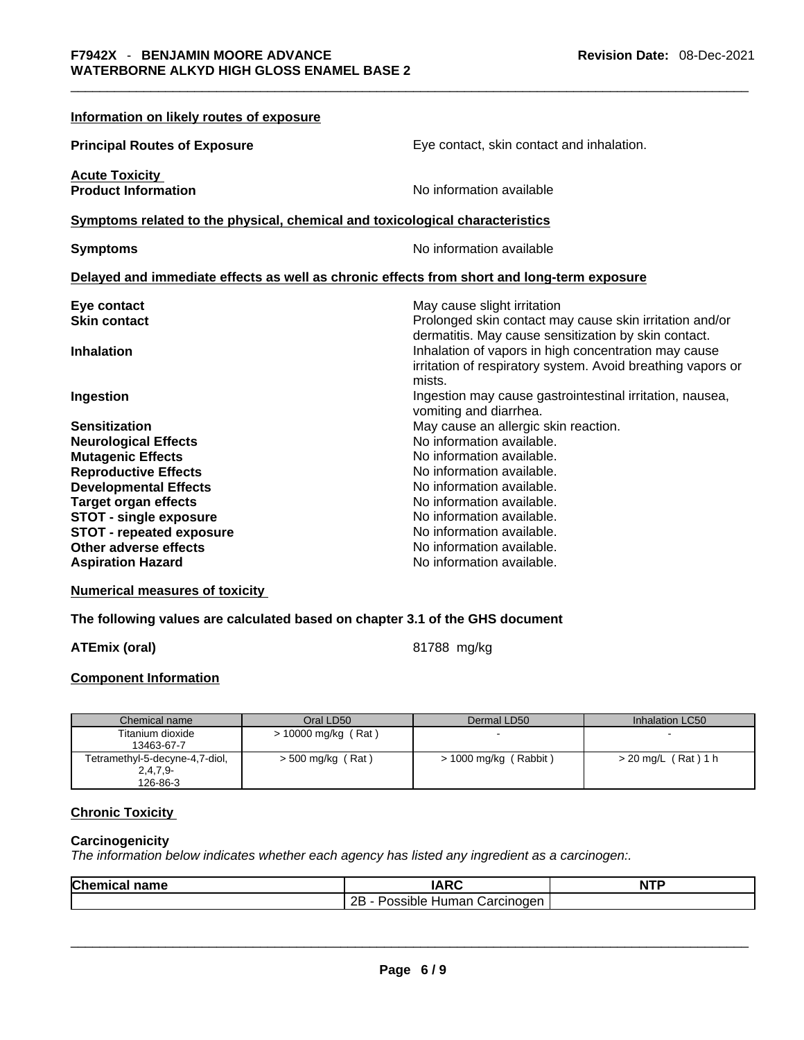### Information on likely routes of exposure

**Principal Routes of Exposure** Eye contact, skin contact and inhalation.

**Acute Toxicity**

**Product Information** No information available

### Symptoms related to the physical, chemical and toxicological characteristics

**Symptoms** No information available

### Delayed and immediate effects as well as chronic effects from short and long-term exposure

| | |
|---|---|
| **Eye contact** | May cause slight irritation |
| **Skin contact** | Prolonged skin contact may cause skin irritation and/or dermatitis. May cause sensitization by skin contact. |
| **Inhalation** | Inhalation of vapors in high concentration may cause irritation of respiratory system. Avoid breathing vapors or mists. |
| **Ingestion** | Ingestion may cause gastrointestinal irritation, nausea, vomiting and diarrhea. |
| **Sensitization** | May cause an allergic skin reaction. |
| **Neurological Effects** | No information available. |
| **Mutagenic Effects** | No information available. |
| **Reproductive Effects** | No information available. |
| **Developmental Effects** | No information available. |
| **Target organ effects** | No information available. |
| **STOT - single exposure** | No information available. |
| **STOT - repeated exposure** | No information available. |
| **Other adverse effects** | No information available. |
| **Aspiration Hazard** | No information available. |

### Numerical measures of toxicity

**The following values are calculated based on chapter 3.1 of the GHS document**

**ATEmix (oral)** 81788 mg/kg

### Component Information

| Chemical name | Oral LD50 | Dermal LD50 | Inhalation LC50 |
|---|---|---|---|
| Titanium dioxide 13463-67-7 | > 10000 mg/kg ( Rat ) | - | - |
| Tetramethyl-5-decyne-4,7-diol, 2,4,7,9- 126-86-3 | > 500 mg/kg ( Rat ) | > 1000 mg/kg ( Rabbit ) | > 20 mg/L ( Rat ) 1 h |

### Chronic Toxicity

**Carcinogenicity**

*The information below indicates whether each agency has listed any ingredient as a carcinogen:.*

| Chemical name | IARC | NTP |
|---|---|---|
| | 2B - Possible Human Carcinogen | |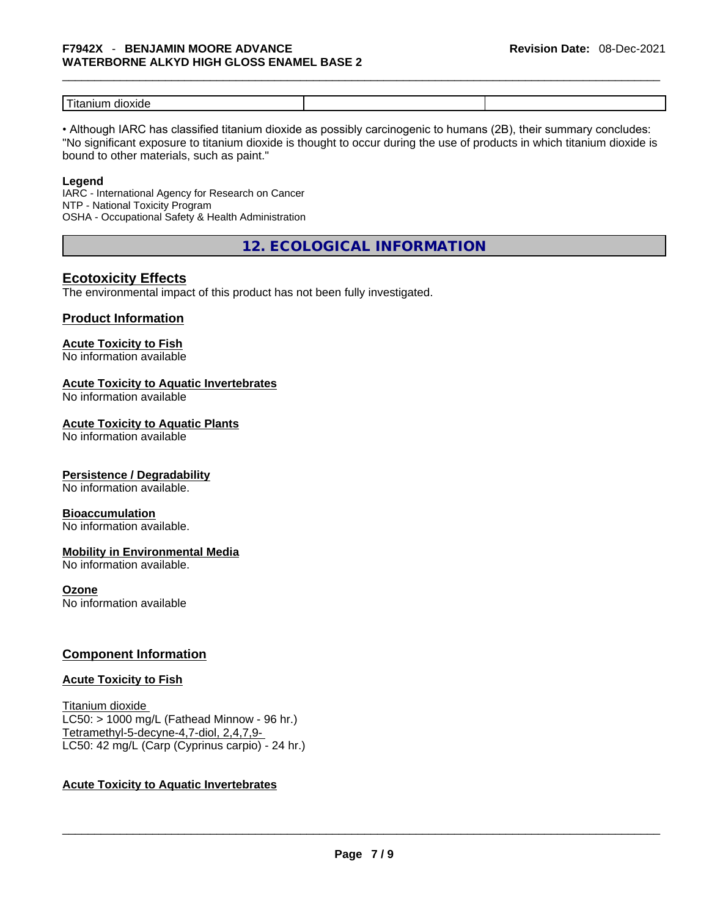| Titanium dioxide | | |
|---|---|---|

• Although IARC has classified titanium dioxide as possibly carcinogenic to humans (2B), their summary concludes: "No significant exposure to titanium dioxide is thought to occur during the use of products in which titanium dioxide is bound to other materials, such as paint."

**Legend**

IARC - International Agency for Research on Cancer
NTP - National Toxicity Program
OSHA - Occupational Safety & Health Administration

## 12. ECOLOGICAL INFORMATION

### Ecotoxicity Effects

The environmental impact of this product has not been fully investigated.

### Product Information

**Acute Toxicity to Fish**
No information available

**Acute Toxicity to Aquatic Invertebrates**
No information available

**Acute Toxicity to Aquatic Plants**
No information available

**Persistence / Degradability**
No information available.

**Bioaccumulation**
No information available.

**Mobility in Environmental Media**
No information available.

**Ozone**
No information available

### Component Information

**Acute Toxicity to Fish**

Titanium dioxide
LC50: > 1000 mg/L (Fathead Minnow - 96 hr.)
Tetramethyl-5-decyne-4,7-diol, 2,4,7,9-
LC50: 42 mg/L (Carp (Cyprinus carpio) - 24 hr.)

**Acute Toxicity to Aquatic Invertebrates**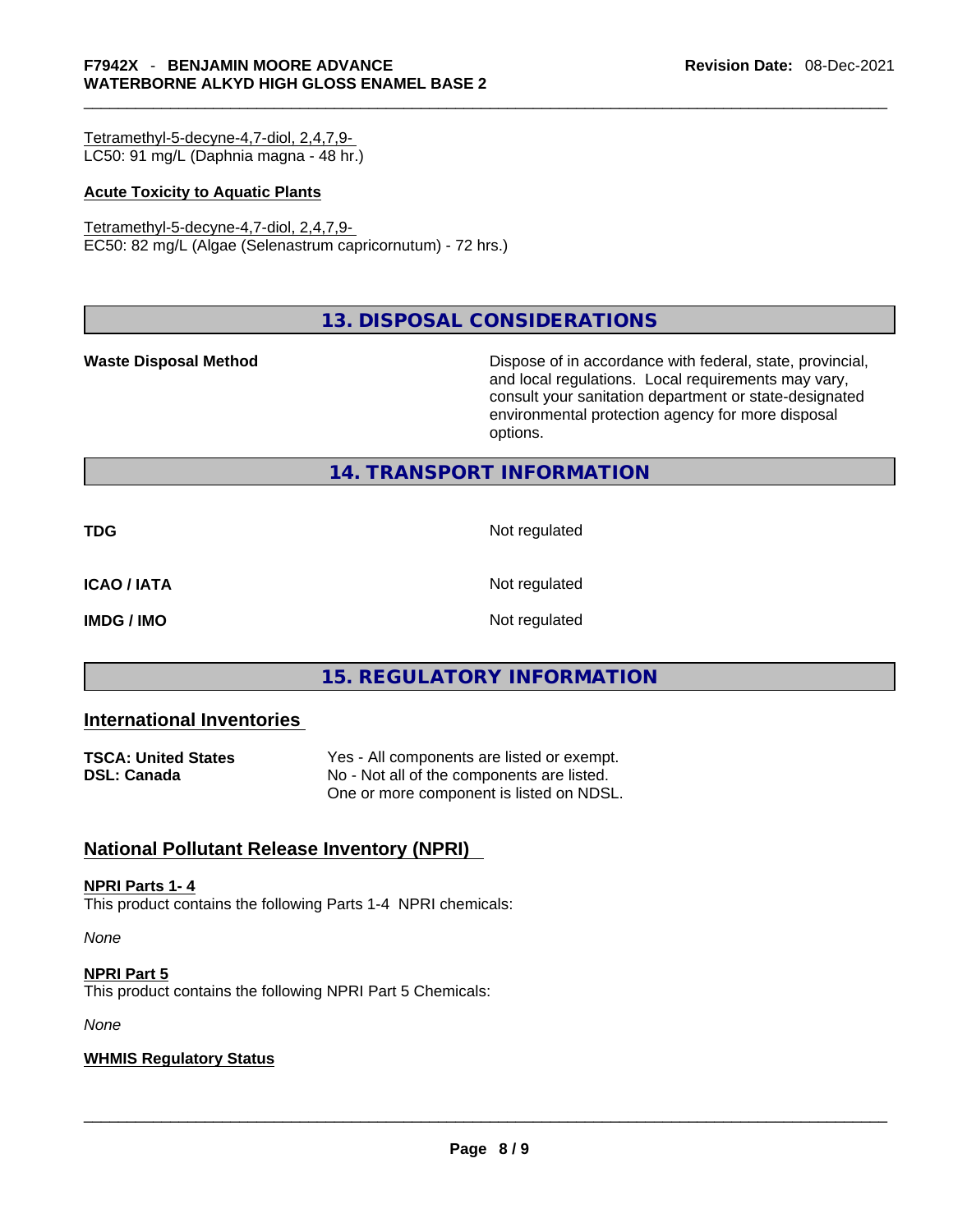Tetramethyl-5-decyne-4,7-diol, 2,4,7,9-
LC50: 91 mg/L (Daphnia magna - 48 hr.)

**Acute Toxicity to Aquatic Plants**

Tetramethyl-5-decyne-4,7-diol, 2,4,7,9-
EC50: 82 mg/L (Algae (Selenastrum capricornutum) - 72 hrs.)

## 13. DISPOSAL CONSIDERATIONS

**Waste Disposal Method** Dispose of in accordance with federal, state, provincial, and local regulations. Local requirements may vary, consult your sanitation department or state-designated environmental protection agency for more disposal options.

## 14. TRANSPORT INFORMATION

| | |
|---|---|
| **TDG** | Not regulated |
| **ICAO / IATA** | Not regulated |
| **IMDG / IMO** | Not regulated |

## 15. REGULATORY INFORMATION

### International Inventories

| | |
|---|---|
| **TSCA: United States** | Yes - All components are listed or exempt. |
| **DSL: Canada** | No - Not all of the components are listed. One or more component is listed on NDSL. |

### National Pollutant Release Inventory (NPRI)

**NPRI Parts 1- 4**
This product contains the following Parts 1-4 NPRI chemicals:

*None*

**NPRI Part 5**
This product contains the following NPRI Part 5 Chemicals:

*None*

**WHMIS Regulatory Status**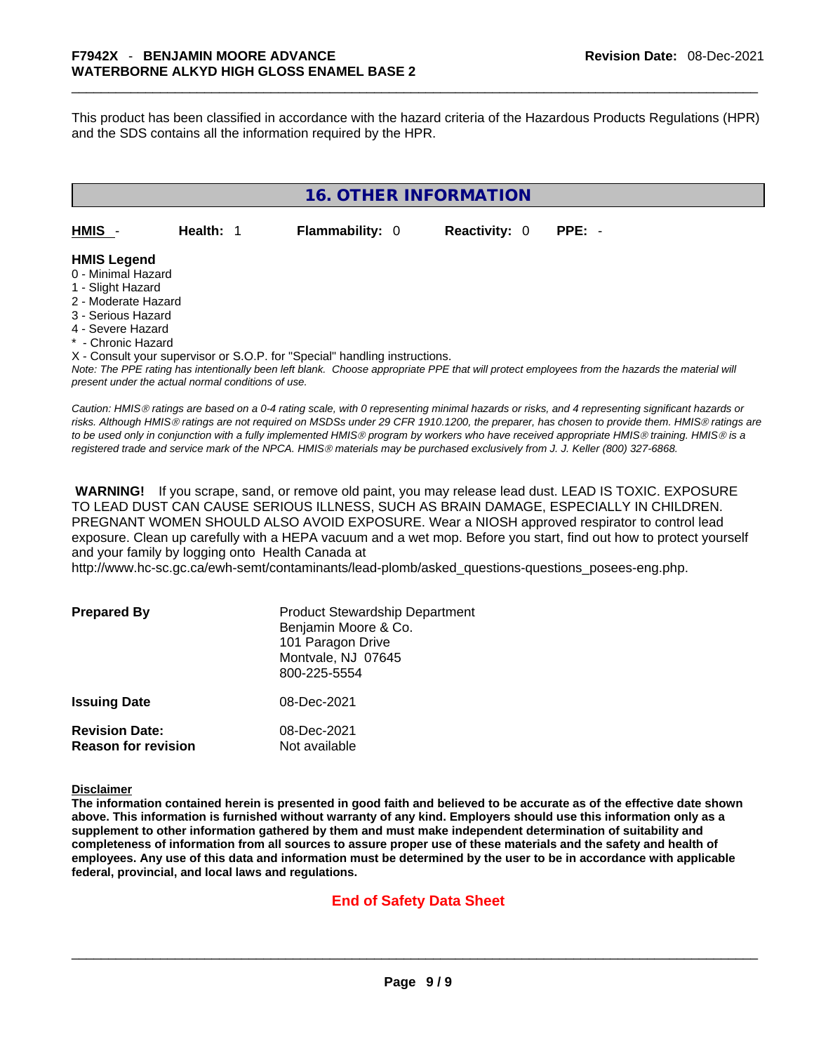This product has been classified in accordance with the hazard criteria of the Hazardous Products Regulations (HPR) and the SDS contains all the information required by the HPR.

## 16. OTHER INFORMATION

| HMIS - | Health: 1 | Flammability: 0 | Reactivity: 0 | PPE: - |
|---|---|---|---|---|

**HMIS Legend**

0 - Minimal Hazard
1 - Slight Hazard
2 - Moderate Hazard
3 - Serious Hazard
4 - Severe Hazard
* - Chronic Hazard
X - Consult your supervisor or S.O.P. for "Special" handling instructions.

*Note: The PPE rating has intentionally been left blank. Choose appropriate PPE that will protect employees from the hazards the material will present under the actual normal conditions of use.*

*Caution: HMIS® ratings are based on a 0-4 rating scale, with 0 representing minimal hazards or risks, and 4 representing significant hazards or risks. Although HMIS® ratings are not required on MSDSs under 29 CFR 1910.1200, the preparer, has chosen to provide them. HMIS® ratings are to be used only in conjunction with a fully implemented HMIS® program by workers who have received appropriate HMIS® training. HMIS® is a registered trade and service mark of the NPCA. HMIS® materials may be purchased exclusively from J. J. Keller (800) 327-6868.*

**WARNING!** If you scrape, sand, or remove old paint, you may release lead dust. LEAD IS TOXIC. EXPOSURE TO LEAD DUST CAN CAUSE SERIOUS ILLNESS, SUCH AS BRAIN DAMAGE, ESPECIALLY IN CHILDREN. PREGNANT WOMEN SHOULD ALSO AVOID EXPOSURE. Wear a NIOSH approved respirator to control lead exposure. Clean up carefully with a HEPA vacuum and a wet mop. Before you start, find out how to protect yourself and your family by logging onto Health Canada at http://www.hc-sc.gc.ca/ewh-semt/contaminants/lead-plomb/asked_questions-questions_posees-eng.php.

| | |
|---|---|
| **Prepared By** | Product Stewardship Department<br>Benjamin Moore & Co.<br>101 Paragon Drive<br>Montvale, NJ 07645<br>800-225-5554 |
| **Issuing Date** | 08-Dec-2021 |
| **Revision Date:** | 08-Dec-2021 |
| **Reason for revision** | Not available |

**Disclaimer**

**The information contained herein is presented in good faith and believed to be accurate as of the effective date shown above. This information is furnished without warranty of any kind. Employers should use this information only as a supplement to other information gathered by them and must make independent determination of suitability and completeness of information from all sources to assure proper use of these materials and the safety and health of employees. Any use of this data and information must be determined by the user to be in accordance with applicable federal, provincial, and local laws and regulations.**

**End of Safety Data Sheet**